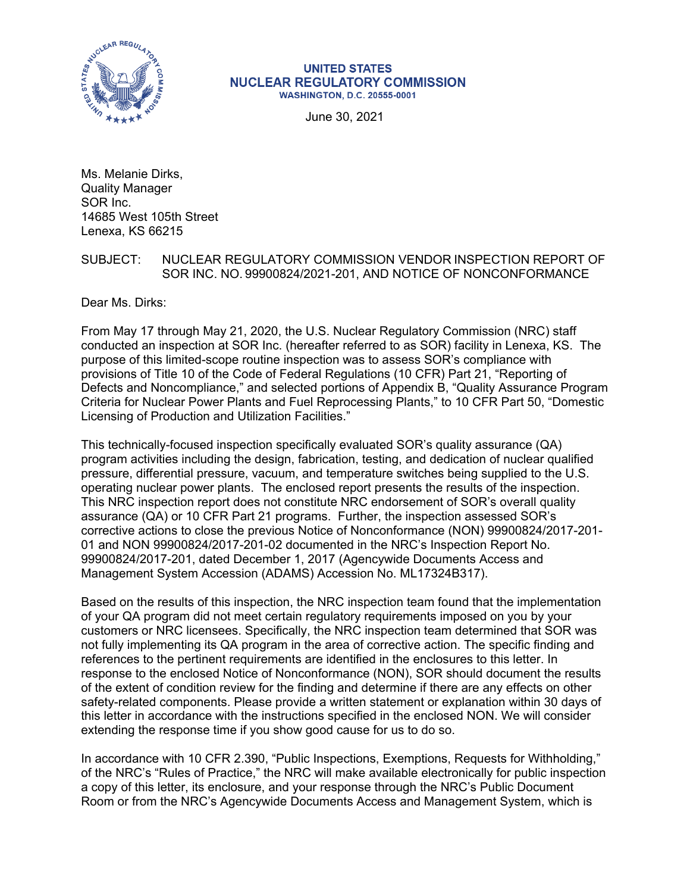**UNITED STATES**
**NUCLEAR REGULATORY COMMISSION**
**WASHINGTON, D.C. 20555-0001**

June 30, 2021

Ms. Melanie Dirks,
Quality Manager
SOR Inc.
14685 West 105th Street
Lenexa, KS 66215

SUBJECT: NUCLEAR REGULATORY COMMISSION VENDOR INSPECTION REPORT OF SOR INC. NO. 99900824/2021-201, AND NOTICE OF NONCONFORMANCE

Dear Ms. Dirks:

From May 17 through May 21, 2020, the U.S. Nuclear Regulatory Commission (NRC) staff conducted an inspection at SOR Inc. (hereafter referred to as SOR) facility in Lenexa, KS. The purpose of this limited-scope routine inspection was to assess SOR's compliance with provisions of Title 10 of the Code of Federal Regulations (10 CFR) Part 21, "Reporting of Defects and Noncompliance," and selected portions of Appendix B, "Quality Assurance Program Criteria for Nuclear Power Plants and Fuel Reprocessing Plants," to 10 CFR Part 50, "Domestic Licensing of Production and Utilization Facilities."

This technically-focused inspection specifically evaluated SOR's quality assurance (QA) program activities including the design, fabrication, testing, and dedication of nuclear qualified pressure, differential pressure, vacuum, and temperature switches being supplied to the U.S. operating nuclear power plants. The enclosed report presents the results of the inspection. This NRC inspection report does not constitute NRC endorsement of SOR's overall quality assurance (QA) or 10 CFR Part 21 programs. Further, the inspection assessed SOR's corrective actions to close the previous Notice of Nonconformance (NON) 99900824/2017-201-01 and NON 99900824/2017-201-02 documented in the NRC's Inspection Report No. 99900824/2017-201, dated December 1, 2017 (Agencywide Documents Access and Management System Accession (ADAMS) Accession No. ML17324B317).

Based on the results of this inspection, the NRC inspection team found that the implementation of your QA program did not meet certain regulatory requirements imposed on you by your customers or NRC licensees. Specifically, the NRC inspection team determined that SOR was not fully implementing its QA program in the area of corrective action. The specific finding and references to the pertinent requirements are identified in the enclosures to this letter. In response to the enclosed Notice of Nonconformance (NON), SOR should document the results of the extent of condition review for the finding and determine if there are any effects on other safety-related components. Please provide a written statement or explanation within 30 days of this letter in accordance with the instructions specified in the enclosed NON. We will consider extending the response time if you show good cause for us to do so.

In accordance with 10 CFR 2.390, "Public Inspections, Exemptions, Requests for Withholding," of the NRC's "Rules of Practice," the NRC will make available electronically for public inspection a copy of this letter, its enclosure, and your response through the NRC's Public Document Room or from the NRC's Agencywide Documents Access and Management System, which is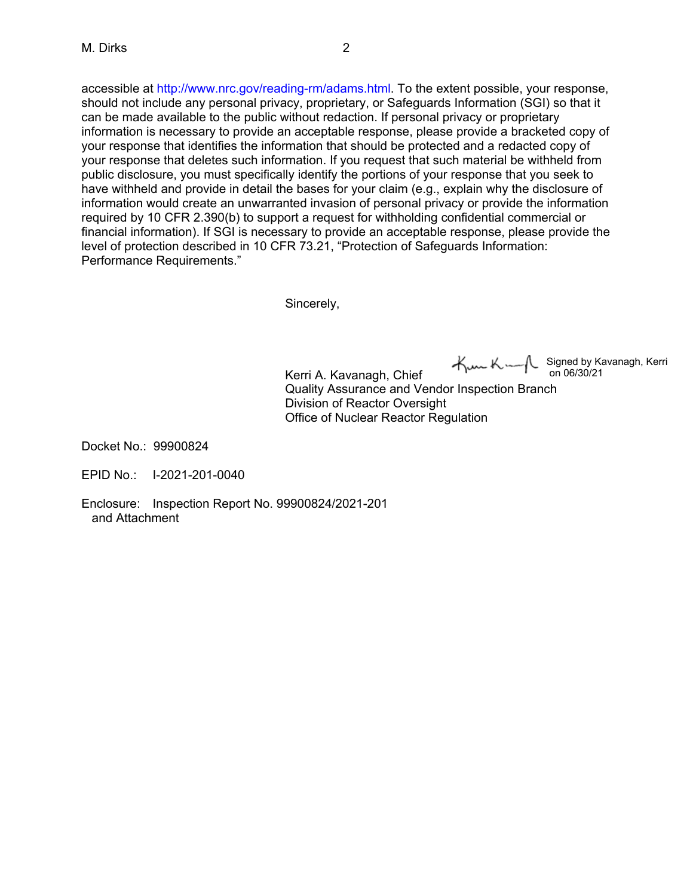accessible at http://www.nrc.gov/reading-rm/adams.html. To the extent possible, your response, should not include any personal privacy, proprietary, or Safeguards Information (SGI) so that it can be made available to the public without redaction. If personal privacy or proprietary information is necessary to provide an acceptable response, please provide a bracketed copy of your response that identifies the information that should be protected and a redacted copy of your response that deletes such information. If you request that such material be withheld from public disclosure, you must specifically identify the portions of your response that you seek to have withheld and provide in detail the bases for your claim (e.g., explain why the disclosure of information would create an unwarranted invasion of personal privacy or provide the information required by 10 CFR 2.390(b) to support a request for withholding confidential commercial or financial information). If SGI is necessary to provide an acceptable response, please provide the level of protection described in 10 CFR 73.21, "Protection of Safeguards Information: Performance Requirements."

Sincerely,

Signed by Kavanagh, Kerri on 06/30/21

Kerri A. Kavanagh, Chief
Quality Assurance and Vendor Inspection Branch
Division of Reactor Oversight
Office of Nuclear Reactor Regulation

Docket No.: 99900824

EPID No.: I-2021-201-0040

Enclosure: Inspection Report No. 99900824/2021-201 and Attachment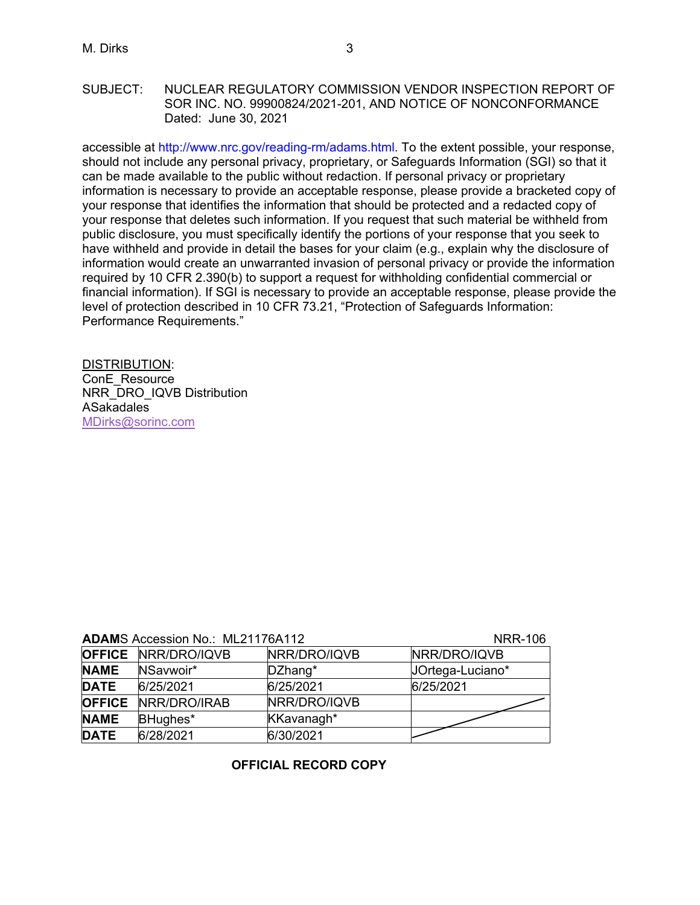SUBJECT: NUCLEAR REGULATORY COMMISSION VENDOR INSPECTION REPORT OF SOR INC. NO. 99900824/2021-201, AND NOTICE OF NONCONFORMANCE Dated: June 30, 2021

accessible at http://www.nrc.gov/reading-rm/adams.html. To the extent possible, your response, should not include any personal privacy, proprietary, or Safeguards Information (SGI) so that it can be made available to the public without redaction. If personal privacy or proprietary information is necessary to provide an acceptable response, please provide a bracketed copy of your response that identifies the information that should be protected and a redacted copy of your response that deletes such information. If you request that such material be withheld from public disclosure, you must specifically identify the portions of your response that you seek to have withheld and provide in detail the bases for your claim (e.g., explain why the disclosure of information would create an unwarranted invasion of personal privacy or provide the information required by 10 CFR 2.390(b) to support a request for withholding confidential commercial or financial information). If SGI is necessary to provide an acceptable response, please provide the level of protection described in 10 CFR 73.21, "Protection of Safeguards Information: Performance Requirements."

DISTRIBUTION:
ConE_Resource
NRR_DRO_IQVB Distribution
ASakadales
MDirks@sorinc.com

**ADAMS** Accession No.: ML21176A112 NRR-106

| **OFFICE** | NRR/DRO/IQVB | NRR/DRO/IQVB | NRR/DRO/IQVB |
|---|---|---|---|
| **NAME** | NSavwoir* | DZhang* | JOrtega-Luciano* |
| **DATE** | 6/25/2021 | 6/25/2021 | 6/25/2021 |
| **OFFICE** | NRR/DRO/IRAB | NRR/DRO/IQVB | |
| **NAME** | BHughes* | KKavanagh* | |
| **DATE** | 6/28/2021 | 6/30/2021 | |

**OFFICIAL RECORD COPY**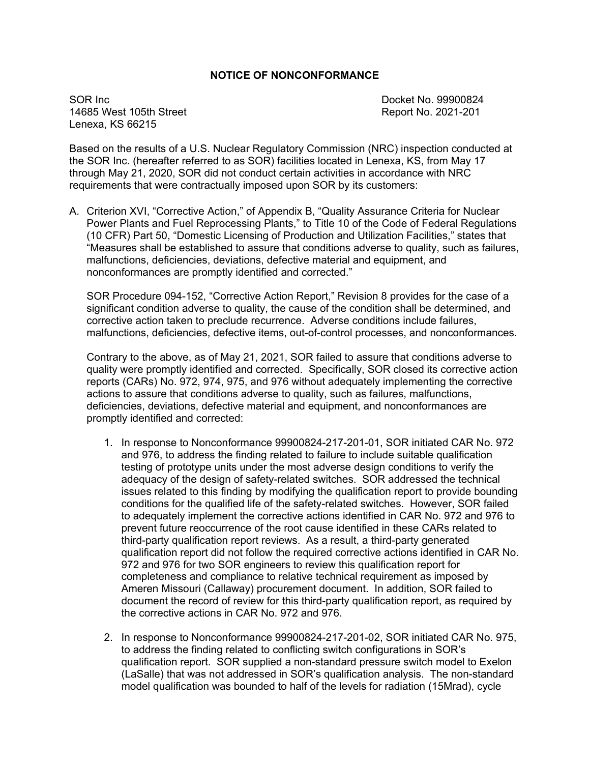## NOTICE OF NONCONFORMANCE

SOR Inc
14685 West 105th Street
Lenexa, KS 66215

Docket No. 99900824
Report No. 2021-201

Based on the results of a U.S. Nuclear Regulatory Commission (NRC) inspection conducted at the SOR Inc. (hereafter referred to as SOR) facilities located in Lenexa, KS, from May 17 through May 21, 2020, SOR did not conduct certain activities in accordance with NRC requirements that were contractually imposed upon SOR by its customers:

A. Criterion XVI, "Corrective Action," of Appendix B, "Quality Assurance Criteria for Nuclear Power Plants and Fuel Reprocessing Plants," to Title 10 of the Code of Federal Regulations (10 CFR) Part 50, "Domestic Licensing of Production and Utilization Facilities," states that "Measures shall be established to assure that conditions adverse to quality, such as failures, malfunctions, deficiencies, deviations, defective material and equipment, and nonconformances are promptly identified and corrected."

   SOR Procedure 094-152, "Corrective Action Report," Revision 8 provides for the case of a significant condition adverse to quality, the cause of the condition shall be determined, and corrective action taken to preclude recurrence. Adverse conditions include failures, malfunctions, deficiencies, defective items, out-of-control processes, and nonconformances.

   Contrary to the above, as of May 21, 2021, SOR failed to assure that conditions adverse to quality were promptly identified and corrected. Specifically, SOR closed its corrective action reports (CARs) No. 972, 974, 975, and 976 without adequately implementing the corrective actions to assure that conditions adverse to quality, such as failures, malfunctions, deficiencies, deviations, defective material and equipment, and nonconformances are promptly identified and corrected:

   1. In response to Nonconformance 99900824-217-201-01, SOR initiated CAR No. 972 and 976, to address the finding related to failure to include suitable qualification testing of prototype units under the most adverse design conditions to verify the adequacy of the design of safety-related switches. SOR addressed the technical issues related to this finding by modifying the qualification report to provide bounding conditions for the qualified life of the safety-related switches. However, SOR failed to adequately implement the corrective actions identified in CAR No. 972 and 976 to prevent future reoccurrence of the root cause identified in these CARs related to third-party qualification report reviews. As a result, a third-party generated qualification report did not follow the required corrective actions identified in CAR No. 972 and 976 for two SOR engineers to review this qualification report for completeness and compliance to relative technical requirement as imposed by Ameren Missouri (Callaway) procurement document. In addition, SOR failed to document the record of review for this third-party qualification report, as required by the corrective actions in CAR No. 972 and 976.

   2. In response to Nonconformance 99900824-217-201-02, SOR initiated CAR No. 975, to address the finding related to conflicting switch configurations in SOR's qualification report. SOR supplied a non-standard pressure switch model to Exelon (LaSalle) that was not addressed in SOR's qualification analysis. The non-standard model qualification was bounded to half of the levels for radiation (15Mrad), cycle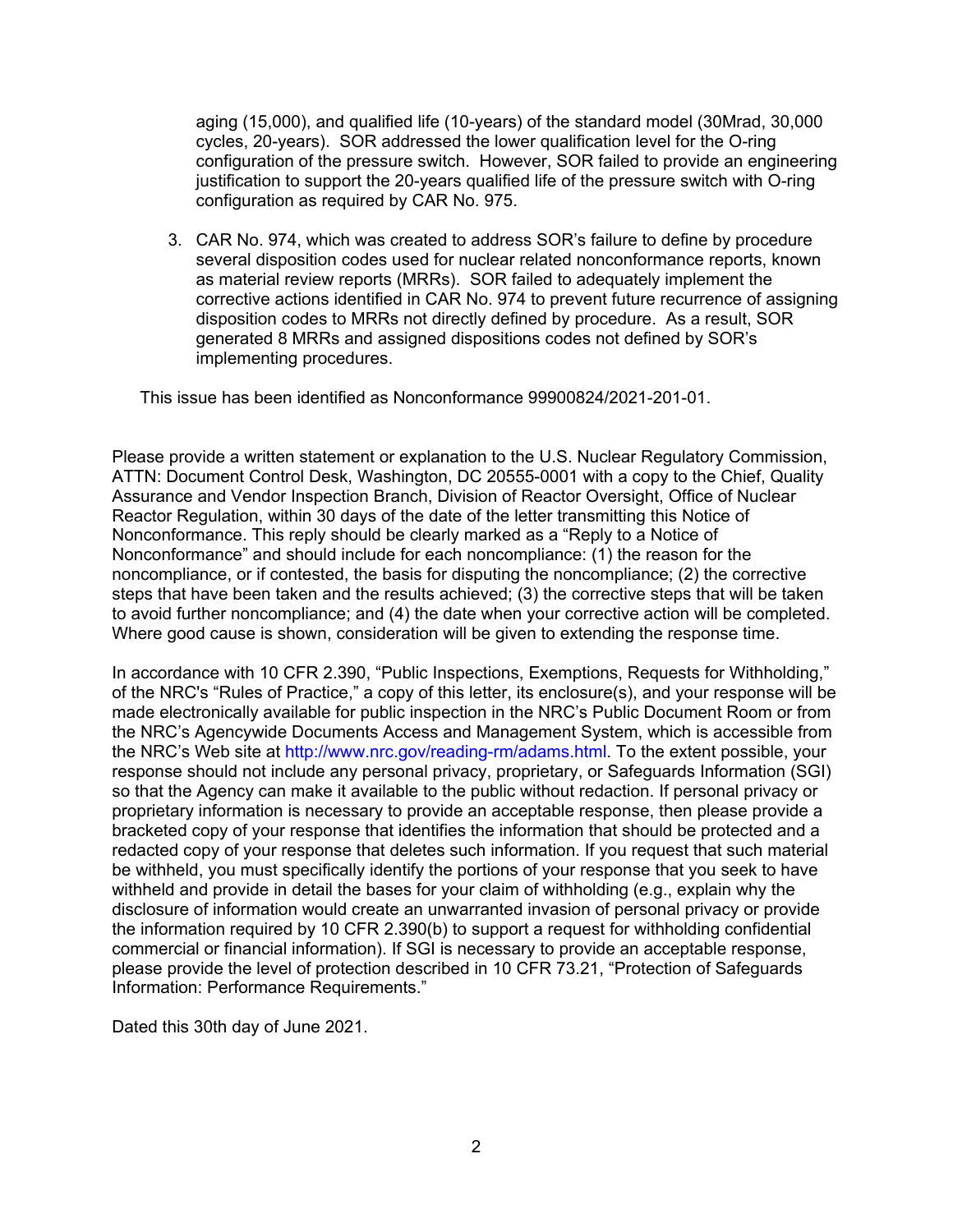aging (15,000), and qualified life (10-years) of the standard model (30Mrad, 30,000 cycles, 20-years). SOR addressed the lower qualification level for the O-ring configuration of the pressure switch. However, SOR failed to provide an engineering justification to support the 20-years qualified life of the pressure switch with O-ring configuration as required by CAR No. 975.

3. CAR No. 974, which was created to address SOR's failure to define by procedure several disposition codes used for nuclear related nonconformance reports, known as material review reports (MRRs). SOR failed to adequately implement the corrective actions identified in CAR No. 974 to prevent future recurrence of assigning disposition codes to MRRs not directly defined by procedure. As a result, SOR generated 8 MRRs and assigned dispositions codes not defined by SOR's implementing procedures.

This issue has been identified as Nonconformance 99900824/2021-201-01.

Please provide a written statement or explanation to the U.S. Nuclear Regulatory Commission, ATTN: Document Control Desk, Washington, DC 20555-0001 with a copy to the Chief, Quality Assurance and Vendor Inspection Branch, Division of Reactor Oversight, Office of Nuclear Reactor Regulation, within 30 days of the date of the letter transmitting this Notice of Nonconformance. This reply should be clearly marked as a "Reply to a Notice of Nonconformance" and should include for each noncompliance: (1) the reason for the noncompliance, or if contested, the basis for disputing the noncompliance; (2) the corrective steps that have been taken and the results achieved; (3) the corrective steps that will be taken to avoid further noncompliance; and (4) the date when your corrective action will be completed. Where good cause is shown, consideration will be given to extending the response time.

In accordance with 10 CFR 2.390, "Public Inspections, Exemptions, Requests for Withholding," of the NRC's "Rules of Practice," a copy of this letter, its enclosure(s), and your response will be made electronically available for public inspection in the NRC's Public Document Room or from the NRC's Agencywide Documents Access and Management System, which is accessible from the NRC's Web site at http://www.nrc.gov/reading-rm/adams.html. To the extent possible, your response should not include any personal privacy, proprietary, or Safeguards Information (SGI) so that the Agency can make it available to the public without redaction. If personal privacy or proprietary information is necessary to provide an acceptable response, then please provide a bracketed copy of your response that identifies the information that should be protected and a redacted copy of your response that deletes such information. If you request that such material be withheld, you must specifically identify the portions of your response that you seek to have withheld and provide in detail the bases for your claim of withholding (e.g., explain why the disclosure of information would create an unwarranted invasion of personal privacy or provide the information required by 10 CFR 2.390(b) to support a request for withholding confidential commercial or financial information). If SGI is necessary to provide an acceptable response, please provide the level of protection described in 10 CFR 73.21, "Protection of Safeguards Information: Performance Requirements."

Dated this 30th day of June 2021.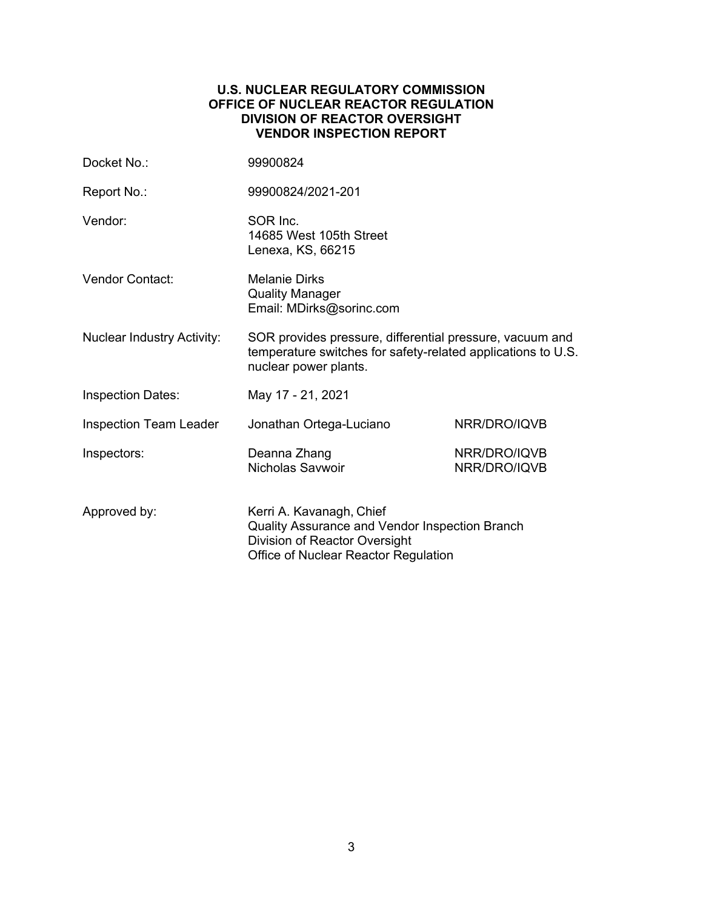**U.S. NUCLEAR REGULATORY COMMISSION**
**OFFICE OF NUCLEAR REACTOR REGULATION**
**DIVISION OF REACTOR OVERSIGHT**
**VENDOR INSPECTION REPORT**

| | | |
|---|---|---|
| Docket No.: | 99900824 | |
| Report No.: | 99900824/2021-201 | |
| Vendor: | SOR Inc.<br>14685 West 105th Street<br>Lenexa, KS, 66215 | |
| Vendor Contact: | Melanie Dirks<br>Quality Manager<br>Email: MDirks@sorinc.com | |
| Nuclear Industry Activity: | SOR provides pressure, differential pressure, vacuum and temperature switches for safety-related applications to U.S. nuclear power plants. | |
| Inspection Dates: | May 17 - 21, 2021 | |
| Inspection Team Leader | Jonathan Ortega-Luciano | NRR/DRO/IQVB |
| Inspectors: | Deanna Zhang<br>Nicholas Savwoir | NRR/DRO/IQVB<br>NRR/DRO/IQVB |
| Approved by: | Kerri A. Kavanagh, Chief<br>Quality Assurance and Vendor Inspection Branch<br>Division of Reactor Oversight<br>Office of Nuclear Reactor Regulation | |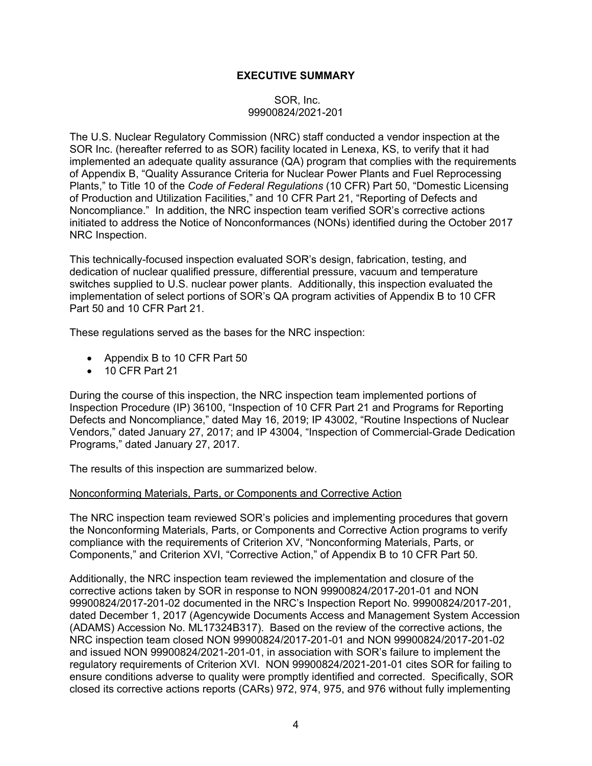## EXECUTIVE SUMMARY

SOR, Inc.
99900824/2021-201

The U.S. Nuclear Regulatory Commission (NRC) staff conducted a vendor inspection at the SOR Inc. (hereafter referred to as SOR) facility located in Lenexa, KS, to verify that it had implemented an adequate quality assurance (QA) program that complies with the requirements of Appendix B, "Quality Assurance Criteria for Nuclear Power Plants and Fuel Reprocessing Plants," to Title 10 of the *Code of Federal Regulations* (10 CFR) Part 50, "Domestic Licensing of Production and Utilization Facilities," and 10 CFR Part 21, "Reporting of Defects and Noncompliance." In addition, the NRC inspection team verified SOR's corrective actions initiated to address the Notice of Nonconformances (NONs) identified during the October 2017 NRC Inspection.

This technically-focused inspection evaluated SOR's design, fabrication, testing, and dedication of nuclear qualified pressure, differential pressure, vacuum and temperature switches supplied to U.S. nuclear power plants. Additionally, this inspection evaluated the implementation of select portions of SOR's QA program activities of Appendix B to 10 CFR Part 50 and 10 CFR Part 21.

These regulations served as the bases for the NRC inspection:

- Appendix B to 10 CFR Part 50
- 10 CFR Part 21

During the course of this inspection, the NRC inspection team implemented portions of Inspection Procedure (IP) 36100, "Inspection of 10 CFR Part 21 and Programs for Reporting Defects and Noncompliance," dated May 16, 2019; IP 43002, "Routine Inspections of Nuclear Vendors," dated January 27, 2017; and IP 43004, "Inspection of Commercial-Grade Dedication Programs," dated January 27, 2017.

The results of this inspection are summarized below.

Nonconforming Materials, Parts, or Components and Corrective Action

The NRC inspection team reviewed SOR's policies and implementing procedures that govern the Nonconforming Materials, Parts, or Components and Corrective Action programs to verify compliance with the requirements of Criterion XV, "Nonconforming Materials, Parts, or Components," and Criterion XVI, "Corrective Action," of Appendix B to 10 CFR Part 50.

Additionally, the NRC inspection team reviewed the implementation and closure of the corrective actions taken by SOR in response to NON 99900824/2017-201-01 and NON 99900824/2017-201-02 documented in the NRC's Inspection Report No. 99900824/2017-201, dated December 1, 2017 (Agencywide Documents Access and Management System Accession (ADAMS) Accession No. ML17324B317). Based on the review of the corrective actions, the NRC inspection team closed NON 99900824/2017-201-01 and NON 99900824/2017-201-02 and issued NON 99900824/2021-201-01, in association with SOR's failure to implement the regulatory requirements of Criterion XVI. NON 99900824/2021-201-01 cites SOR for failing to ensure conditions adverse to quality were promptly identified and corrected. Specifically, SOR closed its corrective actions reports (CARs) 972, 974, 975, and 976 without fully implementing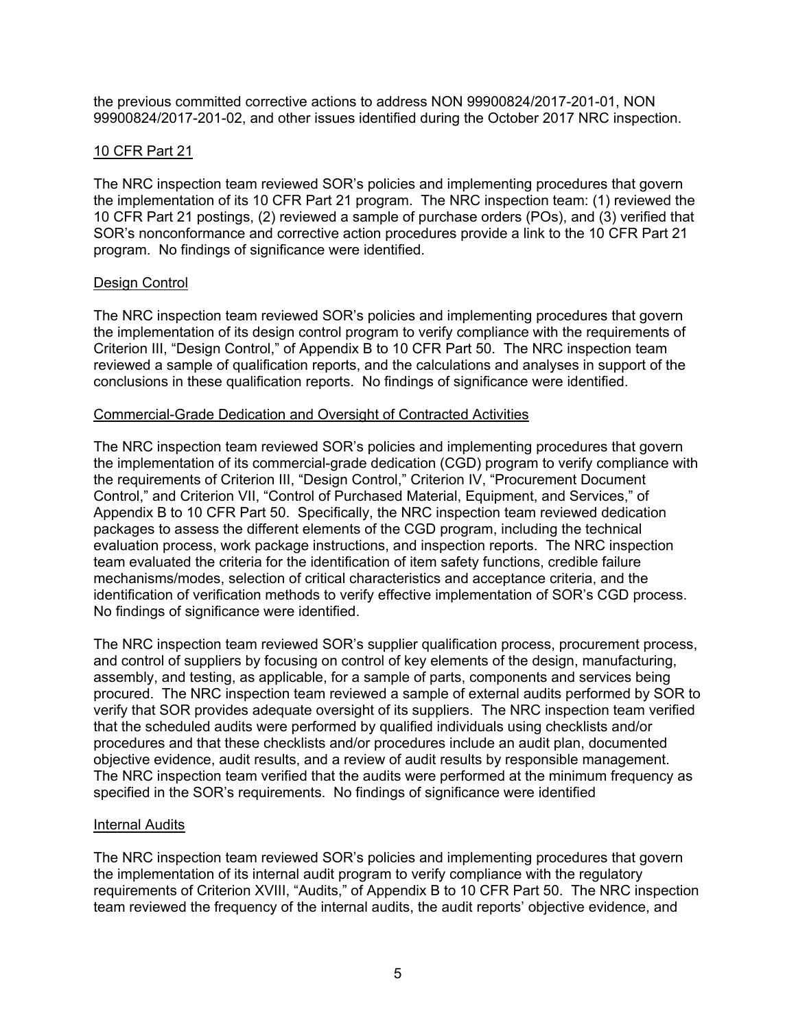the previous committed corrective actions to address NON 99900824/2017-201-01, NON 99900824/2017-201-02, and other issues identified during the October 2017 NRC inspection.

## 10 CFR Part 21

The NRC inspection team reviewed SOR's policies and implementing procedures that govern the implementation of its 10 CFR Part 21 program. The NRC inspection team: (1) reviewed the 10 CFR Part 21 postings, (2) reviewed a sample of purchase orders (POs), and (3) verified that SOR's nonconformance and corrective action procedures provide a link to the 10 CFR Part 21 program. No findings of significance were identified.

## Design Control

The NRC inspection team reviewed SOR's policies and implementing procedures that govern the implementation of its design control program to verify compliance with the requirements of Criterion III, "Design Control," of Appendix B to 10 CFR Part 50. The NRC inspection team reviewed a sample of qualification reports, and the calculations and analyses in support of the conclusions in these qualification reports. No findings of significance were identified.

## Commercial-Grade Dedication and Oversight of Contracted Activities

The NRC inspection team reviewed SOR's policies and implementing procedures that govern the implementation of its commercial-grade dedication (CGD) program to verify compliance with the requirements of Criterion III, "Design Control," Criterion IV, "Procurement Document Control," and Criterion VII, "Control of Purchased Material, Equipment, and Services," of Appendix B to 10 CFR Part 50. Specifically, the NRC inspection team reviewed dedication packages to assess the different elements of the CGD program, including the technical evaluation process, work package instructions, and inspection reports. The NRC inspection team evaluated the criteria for the identification of item safety functions, credible failure mechanisms/modes, selection of critical characteristics and acceptance criteria, and the identification of verification methods to verify effective implementation of SOR's CGD process. No findings of significance were identified.

The NRC inspection team reviewed SOR's supplier qualification process, procurement process, and control of suppliers by focusing on control of key elements of the design, manufacturing, assembly, and testing, as applicable, for a sample of parts, components and services being procured. The NRC inspection team reviewed a sample of external audits performed by SOR to verify that SOR provides adequate oversight of its suppliers. The NRC inspection team verified that the scheduled audits were performed by qualified individuals using checklists and/or procedures and that these checklists and/or procedures include an audit plan, documented objective evidence, audit results, and a review of audit results by responsible management. The NRC inspection team verified that the audits were performed at the minimum frequency as specified in the SOR's requirements. No findings of significance were identified

## Internal Audits

The NRC inspection team reviewed SOR's policies and implementing procedures that govern the implementation of its internal audit program to verify compliance with the regulatory requirements of Criterion XVIII, "Audits," of Appendix B to 10 CFR Part 50. The NRC inspection team reviewed the frequency of the internal audits, the audit reports' objective evidence, and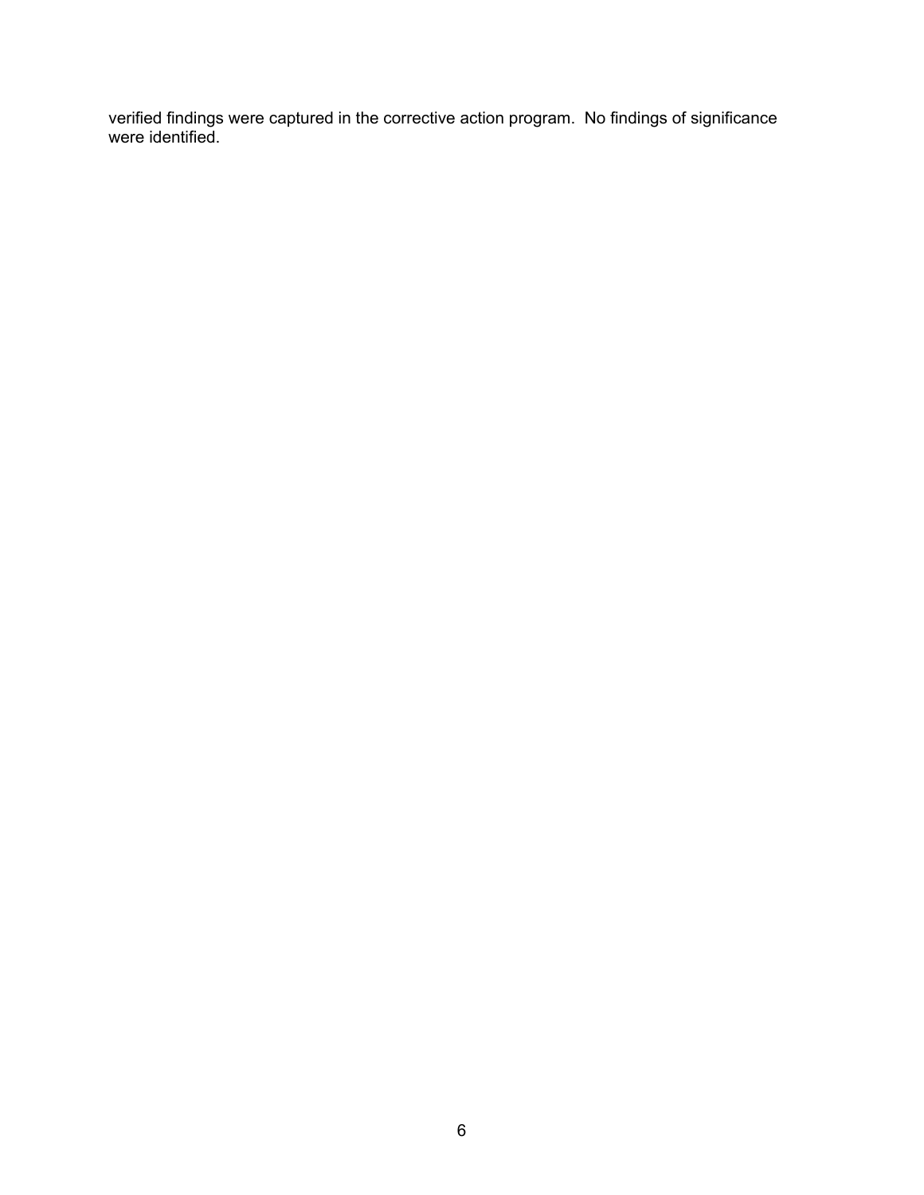verified findings were captured in the corrective action program. No findings of significance were identified.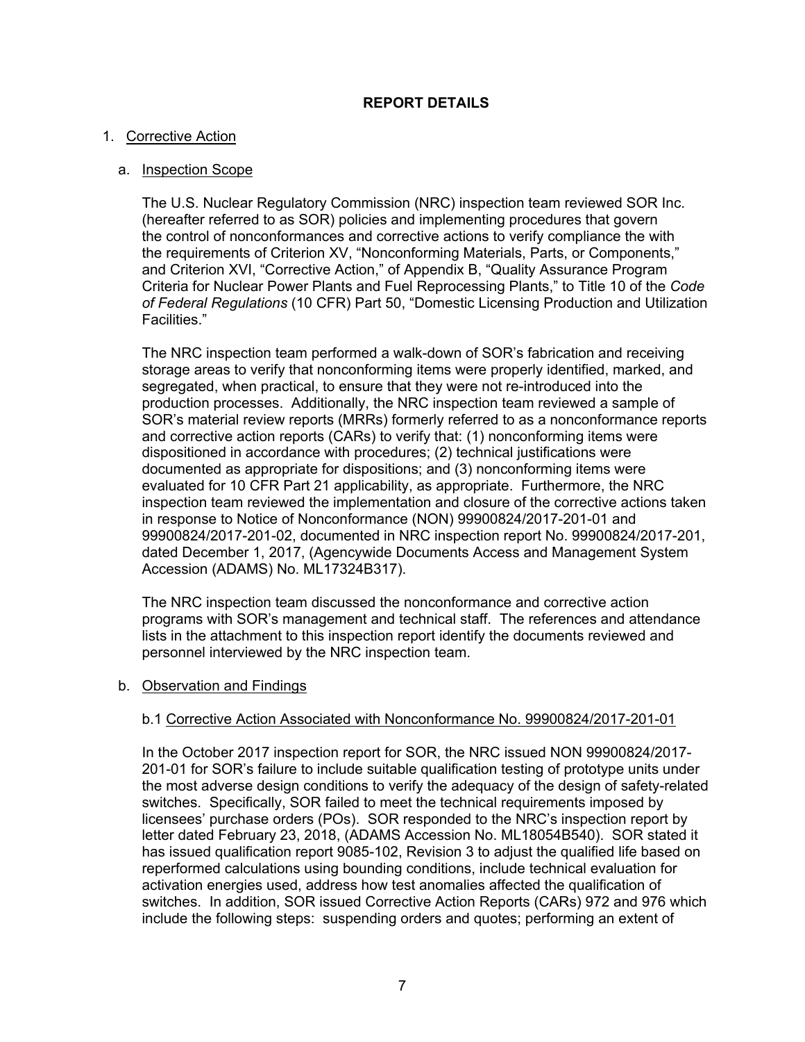# REPORT DETAILS

1. Corrective Action

   a. Inspection Scope

   The U.S. Nuclear Regulatory Commission (NRC) inspection team reviewed SOR Inc. (hereafter referred to as SOR) policies and implementing procedures that govern the control of nonconformances and corrective actions to verify compliance the with the requirements of Criterion XV, "Nonconforming Materials, Parts, or Components," and Criterion XVI, "Corrective Action," of Appendix B, "Quality Assurance Program Criteria for Nuclear Power Plants and Fuel Reprocessing Plants," to Title 10 of the *Code of Federal Regulations* (10 CFR) Part 50, "Domestic Licensing Production and Utilization Facilities."

   The NRC inspection team performed a walk-down of SOR's fabrication and receiving storage areas to verify that nonconforming items were properly identified, marked, and segregated, when practical, to ensure that they were not re-introduced into the production processes. Additionally, the NRC inspection team reviewed a sample of SOR's material review reports (MRRs) formerly referred to as a nonconformance reports and corrective action reports (CARs) to verify that: (1) nonconforming items were dispositioned in accordance with procedures; (2) technical justifications were documented as appropriate for dispositions; and (3) nonconforming items were evaluated for 10 CFR Part 21 applicability, as appropriate. Furthermore, the NRC inspection team reviewed the implementation and closure of the corrective actions taken in response to Notice of Nonconformance (NON) 99900824/2017-201-01 and 99900824/2017-201-02, documented in NRC inspection report No. 99900824/2017-201, dated December 1, 2017, (Agencywide Documents Access and Management System Accession (ADAMS) No. ML17324B317).

   The NRC inspection team discussed the nonconformance and corrective action programs with SOR's management and technical staff. The references and attendance lists in the attachment to this inspection report identify the documents reviewed and personnel interviewed by the NRC inspection team.

   b. Observation and Findings

   b.1 Corrective Action Associated with Nonconformance No. 99900824/2017-201-01

   In the October 2017 inspection report for SOR, the NRC issued NON 99900824/2017-201-01 for SOR's failure to include suitable qualification testing of prototype units under the most adverse design conditions to verify the adequacy of the design of safety-related switches. Specifically, SOR failed to meet the technical requirements imposed by licensees' purchase orders (POs). SOR responded to the NRC's inspection report by letter dated February 23, 2018, (ADAMS Accession No. ML18054B540). SOR stated it has issued qualification report 9085-102, Revision 3 to adjust the qualified life based on reperformed calculations using bounding conditions, include technical evaluation for activation energies used, address how test anomalies affected the qualification of switches. In addition, SOR issued Corrective Action Reports (CARs) 972 and 976 which include the following steps: suspending orders and quotes; performing an extent of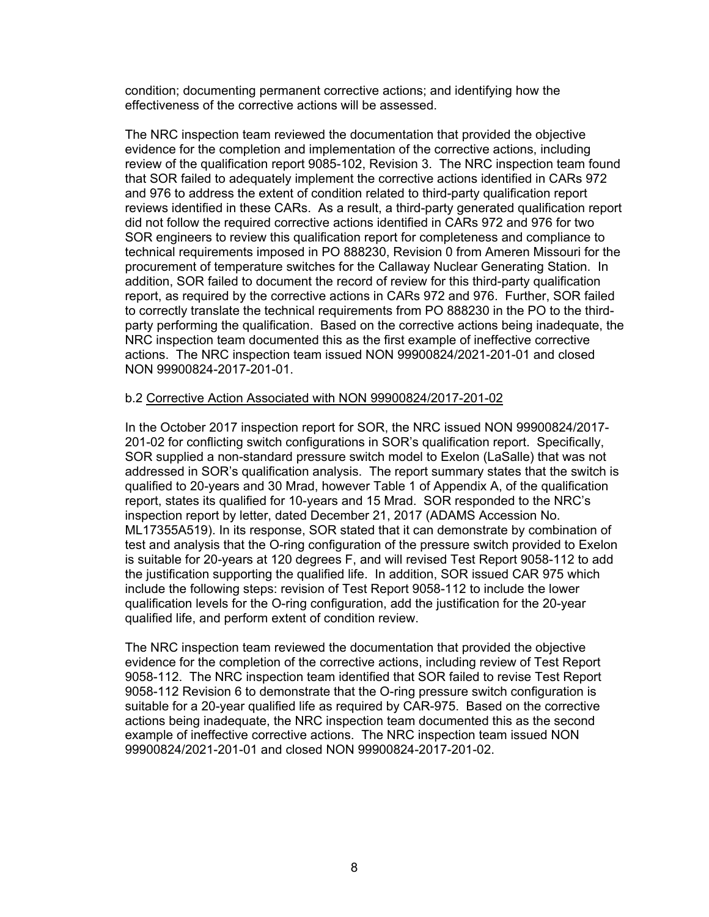condition; documenting permanent corrective actions; and identifying how the effectiveness of the corrective actions will be assessed.

The NRC inspection team reviewed the documentation that provided the objective evidence for the completion and implementation of the corrective actions, including review of the qualification report 9085-102, Revision 3. The NRC inspection team found that SOR failed to adequately implement the corrective actions identified in CARs 972 and 976 to address the extent of condition related to third-party qualification report reviews identified in these CARs. As a result, a third-party generated qualification report did not follow the required corrective actions identified in CARs 972 and 976 for two SOR engineers to review this qualification report for completeness and compliance to technical requirements imposed in PO 888230, Revision 0 from Ameren Missouri for the procurement of temperature switches for the Callaway Nuclear Generating Station. In addition, SOR failed to document the record of review for this third-party qualification report, as required by the corrective actions in CARs 972 and 976. Further, SOR failed to correctly translate the technical requirements from PO 888230 in the PO to the third-party performing the qualification. Based on the corrective actions being inadequate, the NRC inspection team documented this as the first example of ineffective corrective actions. The NRC inspection team issued NON 99900824/2021-201-01 and closed NON 99900824-2017-201-01.

b.2 <u>Corrective Action Associated with NON 99900824/2017-201-02</u>

In the October 2017 inspection report for SOR, the NRC issued NON 99900824/2017-201-02 for conflicting switch configurations in SOR's qualification report. Specifically, SOR supplied a non-standard pressure switch model to Exelon (LaSalle) that was not addressed in SOR's qualification analysis. The report summary states that the switch is qualified to 20-years and 30 Mrad, however Table 1 of Appendix A, of the qualification report, states its qualified for 10-years and 15 Mrad. SOR responded to the NRC's inspection report by letter, dated December 21, 2017 (ADAMS Accession No. ML17355A519). In its response, SOR stated that it can demonstrate by combination of test and analysis that the O-ring configuration of the pressure switch provided to Exelon is suitable for 20-years at 120 degrees F, and will revised Test Report 9058-112 to add the justification supporting the qualified life. In addition, SOR issued CAR 975 which include the following steps: revision of Test Report 9058-112 to include the lower qualification levels for the O-ring configuration, add the justification for the 20-year qualified life, and perform extent of condition review.

The NRC inspection team reviewed the documentation that provided the objective evidence for the completion of the corrective actions, including review of Test Report 9058-112. The NRC inspection team identified that SOR failed to revise Test Report 9058-112 Revision 6 to demonstrate that the O-ring pressure switch configuration is suitable for a 20-year qualified life as required by CAR-975. Based on the corrective actions being inadequate, the NRC inspection team documented this as the second example of ineffective corrective actions. The NRC inspection team issued NON 99900824/2021-201-01 and closed NON 99900824-2017-201-02.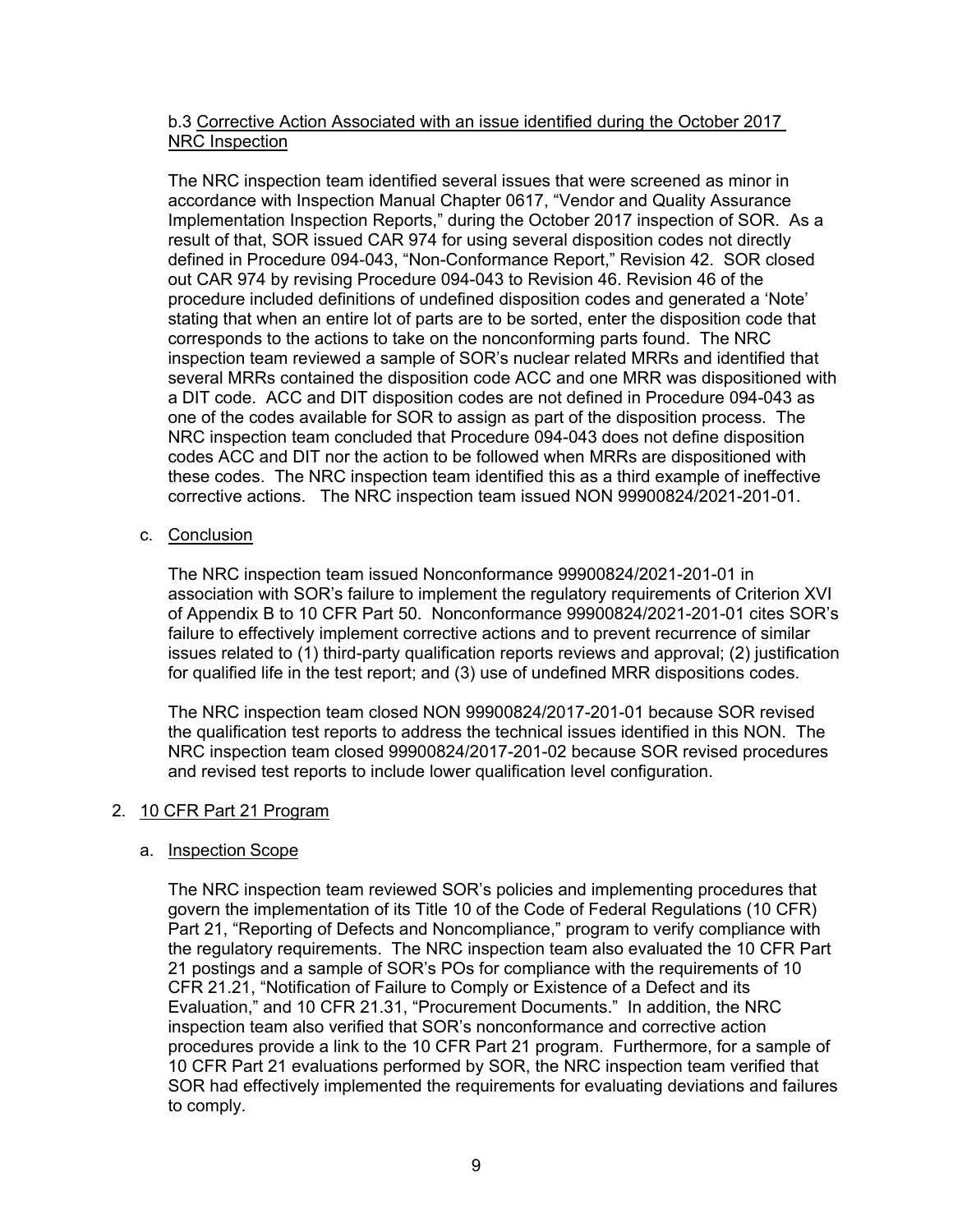b.3 Corrective Action Associated with an issue identified during the October 2017 NRC Inspection

The NRC inspection team identified several issues that were screened as minor in accordance with Inspection Manual Chapter 0617, "Vendor and Quality Assurance Implementation Inspection Reports," during the October 2017 inspection of SOR. As a result of that, SOR issued CAR 974 for using several disposition codes not directly defined in Procedure 094-043, "Non-Conformance Report," Revision 42. SOR closed out CAR 974 by revising Procedure 094-043 to Revision 46. Revision 46 of the procedure included definitions of undefined disposition codes and generated a 'Note' stating that when an entire lot of parts are to be sorted, enter the disposition code that corresponds to the actions to take on the nonconforming parts found. The NRC inspection team reviewed a sample of SOR's nuclear related MRRs and identified that several MRRs contained the disposition code ACC and one MRR was dispositioned with a DIT code. ACC and DIT disposition codes are not defined in Procedure 094-043 as one of the codes available for SOR to assign as part of the disposition process. The NRC inspection team concluded that Procedure 094-043 does not define disposition codes ACC and DIT nor the action to be followed when MRRs are dispositioned with these codes. The NRC inspection team identified this as a third example of ineffective corrective actions. The NRC inspection team issued NON 99900824/2021-201-01.

c. Conclusion

The NRC inspection team issued Nonconformance 99900824/2021-201-01 in association with SOR's failure to implement the regulatory requirements of Criterion XVI of Appendix B to 10 CFR Part 50. Nonconformance 99900824/2021-201-01 cites SOR's failure to effectively implement corrective actions and to prevent recurrence of similar issues related to (1) third-party qualification reports reviews and approval; (2) justification for qualified life in the test report; and (3) use of undefined MRR dispositions codes.

The NRC inspection team closed NON 99900824/2017-201-01 because SOR revised the qualification test reports to address the technical issues identified in this NON. The NRC inspection team closed 99900824/2017-201-02 because SOR revised procedures and revised test reports to include lower qualification level configuration.

## 2. 10 CFR Part 21 Program

a. Inspection Scope

The NRC inspection team reviewed SOR's policies and implementing procedures that govern the implementation of its Title 10 of the Code of Federal Regulations (10 CFR) Part 21, "Reporting of Defects and Noncompliance," program to verify compliance with the regulatory requirements. The NRC inspection team also evaluated the 10 CFR Part 21 postings and a sample of SOR's POs for compliance with the requirements of 10 CFR 21.21, "Notification of Failure to Comply or Existence of a Defect and its Evaluation," and 10 CFR 21.31, "Procurement Documents." In addition, the NRC inspection team also verified that SOR's nonconformance and corrective action procedures provide a link to the 10 CFR Part 21 program. Furthermore, for a sample of 10 CFR Part 21 evaluations performed by SOR, the NRC inspection team verified that SOR had effectively implemented the requirements for evaluating deviations and failures to comply.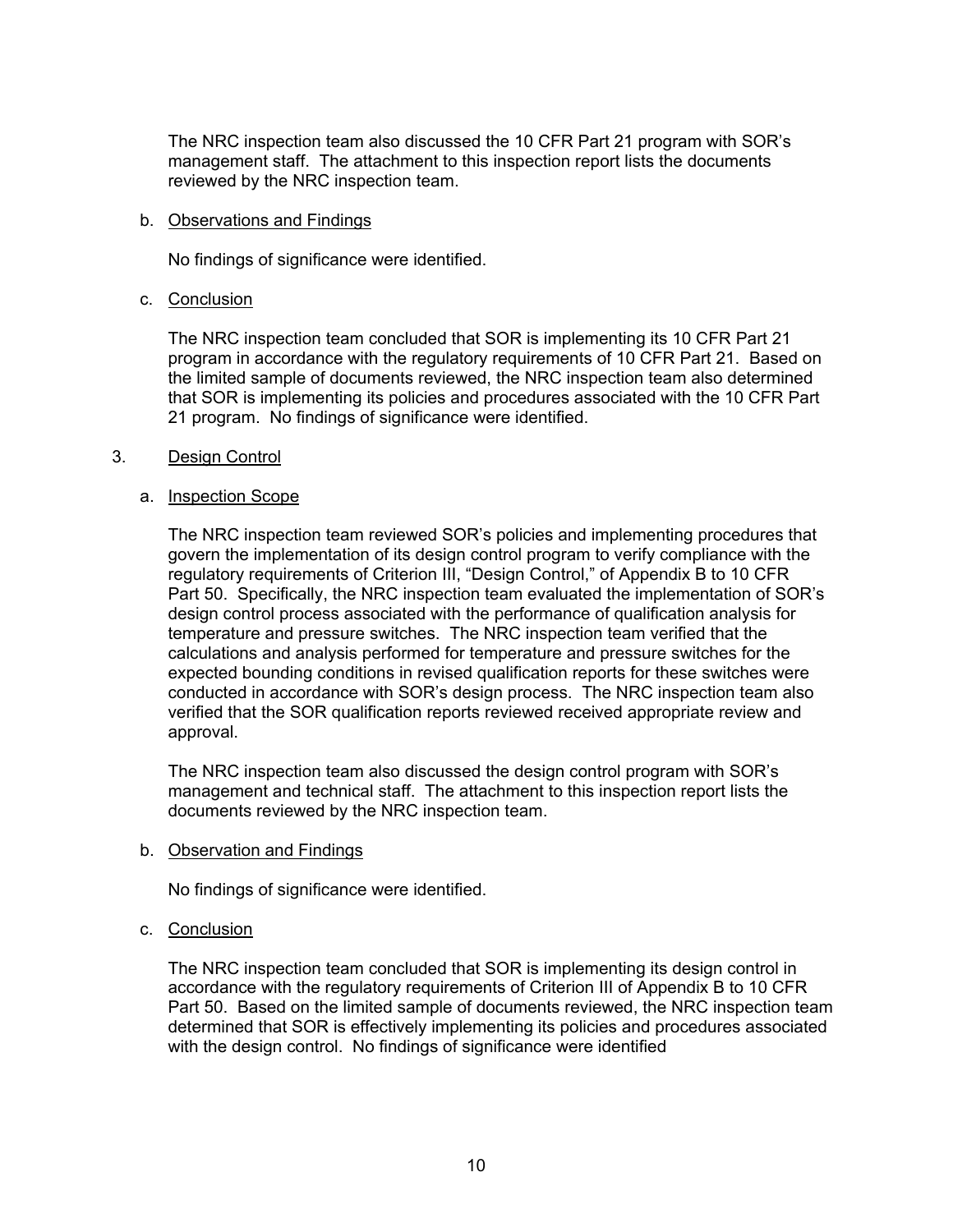The NRC inspection team also discussed the 10 CFR Part 21 program with SOR's management staff. The attachment to this inspection report lists the documents reviewed by the NRC inspection team.

b. Observations and Findings

No findings of significance were identified.

c. Conclusion

The NRC inspection team concluded that SOR is implementing its 10 CFR Part 21 program in accordance with the regulatory requirements of 10 CFR Part 21. Based on the limited sample of documents reviewed, the NRC inspection team also determined that SOR is implementing its policies and procedures associated with the 10 CFR Part 21 program. No findings of significance were identified.

3. Design Control

a. Inspection Scope

The NRC inspection team reviewed SOR's policies and implementing procedures that govern the implementation of its design control program to verify compliance with the regulatory requirements of Criterion III, "Design Control," of Appendix B to 10 CFR Part 50. Specifically, the NRC inspection team evaluated the implementation of SOR's design control process associated with the performance of qualification analysis for temperature and pressure switches. The NRC inspection team verified that the calculations and analysis performed for temperature and pressure switches for the expected bounding conditions in revised qualification reports for these switches were conducted in accordance with SOR's design process. The NRC inspection team also verified that the SOR qualification reports reviewed received appropriate review and approval.

The NRC inspection team also discussed the design control program with SOR's management and technical staff. The attachment to this inspection report lists the documents reviewed by the NRC inspection team.

b. Observation and Findings

No findings of significance were identified.

c. Conclusion

The NRC inspection team concluded that SOR is implementing its design control in accordance with the regulatory requirements of Criterion III of Appendix B to 10 CFR Part 50. Based on the limited sample of documents reviewed, the NRC inspection team determined that SOR is effectively implementing its policies and procedures associated with the design control. No findings of significance were identified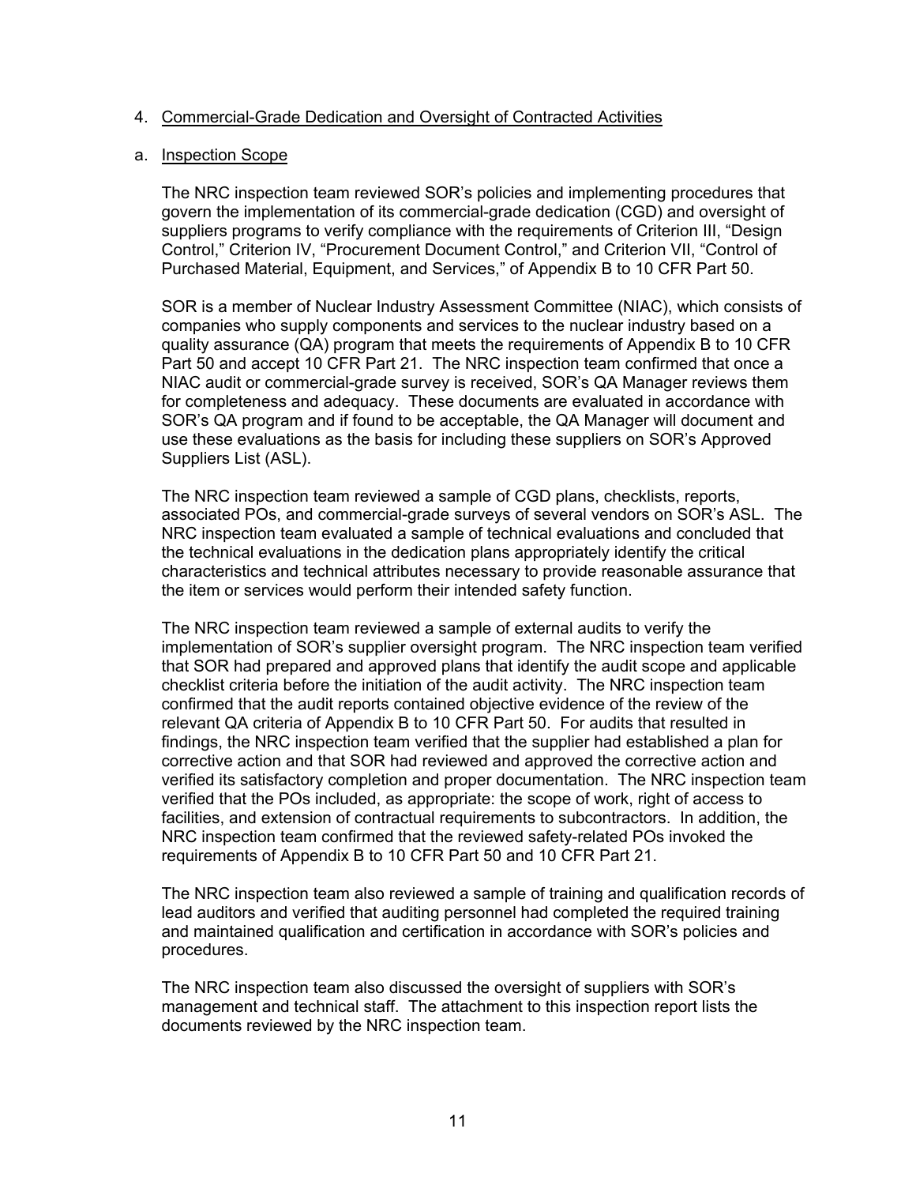4. Commercial-Grade Dedication and Oversight of Contracted Activities

a. Inspection Scope

The NRC inspection team reviewed SOR's policies and implementing procedures that govern the implementation of its commercial-grade dedication (CGD) and oversight of suppliers programs to verify compliance with the requirements of Criterion III, "Design Control," Criterion IV, "Procurement Document Control," and Criterion VII, "Control of Purchased Material, Equipment, and Services," of Appendix B to 10 CFR Part 50.

SOR is a member of Nuclear Industry Assessment Committee (NIAC), which consists of companies who supply components and services to the nuclear industry based on a quality assurance (QA) program that meets the requirements of Appendix B to 10 CFR Part 50 and accept 10 CFR Part 21. The NRC inspection team confirmed that once a NIAC audit or commercial-grade survey is received, SOR's QA Manager reviews them for completeness and adequacy. These documents are evaluated in accordance with SOR's QA program and if found to be acceptable, the QA Manager will document and use these evaluations as the basis for including these suppliers on SOR's Approved Suppliers List (ASL).

The NRC inspection team reviewed a sample of CGD plans, checklists, reports, associated POs, and commercial-grade surveys of several vendors on SOR's ASL. The NRC inspection team evaluated a sample of technical evaluations and concluded that the technical evaluations in the dedication plans appropriately identify the critical characteristics and technical attributes necessary to provide reasonable assurance that the item or services would perform their intended safety function.

The NRC inspection team reviewed a sample of external audits to verify the implementation of SOR's supplier oversight program. The NRC inspection team verified that SOR had prepared and approved plans that identify the audit scope and applicable checklist criteria before the initiation of the audit activity. The NRC inspection team confirmed that the audit reports contained objective evidence of the review of the relevant QA criteria of Appendix B to 10 CFR Part 50. For audits that resulted in findings, the NRC inspection team verified that the supplier had established a plan for corrective action and that SOR had reviewed and approved the corrective action and verified its satisfactory completion and proper documentation. The NRC inspection team verified that the POs included, as appropriate: the scope of work, right of access to facilities, and extension of contractual requirements to subcontractors. In addition, the NRC inspection team confirmed that the reviewed safety-related POs invoked the requirements of Appendix B to 10 CFR Part 50 and 10 CFR Part 21.

The NRC inspection team also reviewed a sample of training and qualification records of lead auditors and verified that auditing personnel had completed the required training and maintained qualification and certification in accordance with SOR's policies and procedures.

The NRC inspection team also discussed the oversight of suppliers with SOR's management and technical staff. The attachment to this inspection report lists the documents reviewed by the NRC inspection team.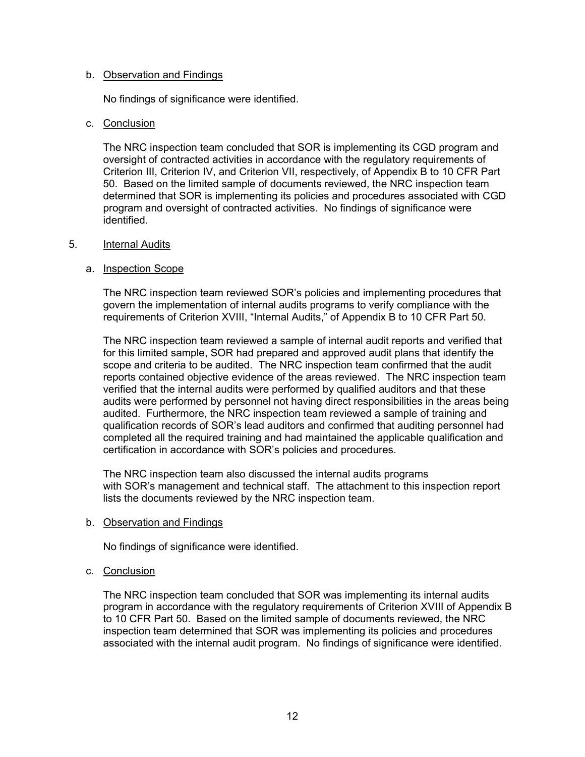b. Observation and Findings

No findings of significance were identified.

c. Conclusion

The NRC inspection team concluded that SOR is implementing its CGD program and oversight of contracted activities in accordance with the regulatory requirements of Criterion III, Criterion IV, and Criterion VII, respectively, of Appendix B to 10 CFR Part 50. Based on the limited sample of documents reviewed, the NRC inspection team determined that SOR is implementing its policies and procedures associated with CGD program and oversight of contracted activities. No findings of significance were identified.

5. Internal Audits

a. Inspection Scope

The NRC inspection team reviewed SOR's policies and implementing procedures that govern the implementation of internal audits programs to verify compliance with the requirements of Criterion XVIII, "Internal Audits," of Appendix B to 10 CFR Part 50.

The NRC inspection team reviewed a sample of internal audit reports and verified that for this limited sample, SOR had prepared and approved audit plans that identify the scope and criteria to be audited. The NRC inspection team confirmed that the audit reports contained objective evidence of the areas reviewed. The NRC inspection team verified that the internal audits were performed by qualified auditors and that these audits were performed by personnel not having direct responsibilities in the areas being audited. Furthermore, the NRC inspection team reviewed a sample of training and qualification records of SOR's lead auditors and confirmed that auditing personnel had completed all the required training and had maintained the applicable qualification and certification in accordance with SOR's policies and procedures.

The NRC inspection team also discussed the internal audits programs with SOR's management and technical staff. The attachment to this inspection report lists the documents reviewed by the NRC inspection team.

b. Observation and Findings

No findings of significance were identified.

c. Conclusion

The NRC inspection team concluded that SOR was implementing its internal audits program in accordance with the regulatory requirements of Criterion XVIII of Appendix B to 10 CFR Part 50. Based on the limited sample of documents reviewed, the NRC inspection team determined that SOR was implementing its policies and procedures associated with the internal audit program. No findings of significance were identified.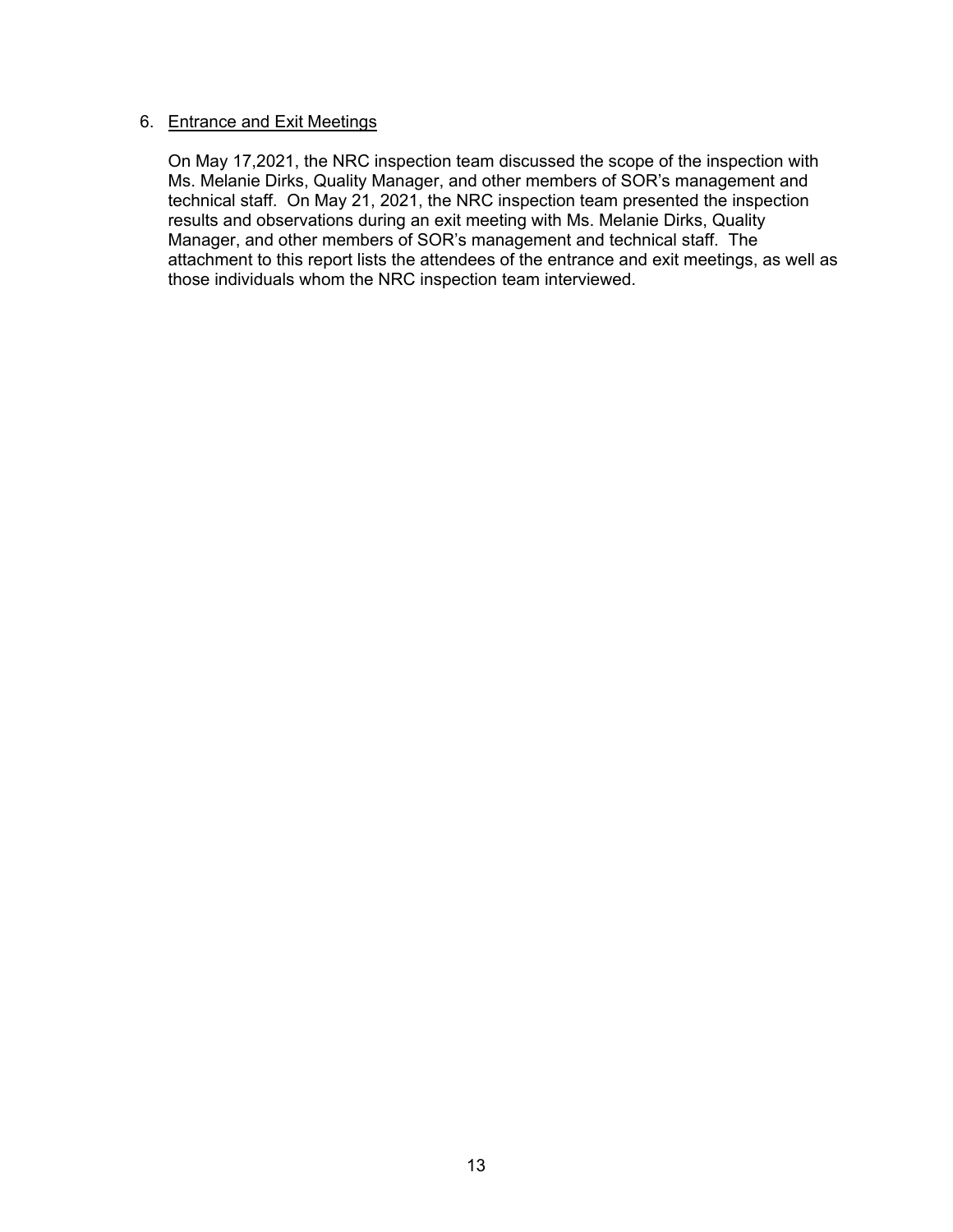6. Entrance and Exit Meetings

On May 17,2021, the NRC inspection team discussed the scope of the inspection with Ms. Melanie Dirks, Quality Manager, and other members of SOR's management and technical staff. On May 21, 2021, the NRC inspection team presented the inspection results and observations during an exit meeting with Ms. Melanie Dirks, Quality Manager, and other members of SOR's management and technical staff. The attachment to this report lists the attendees of the entrance and exit meetings, as well as those individuals whom the NRC inspection team interviewed.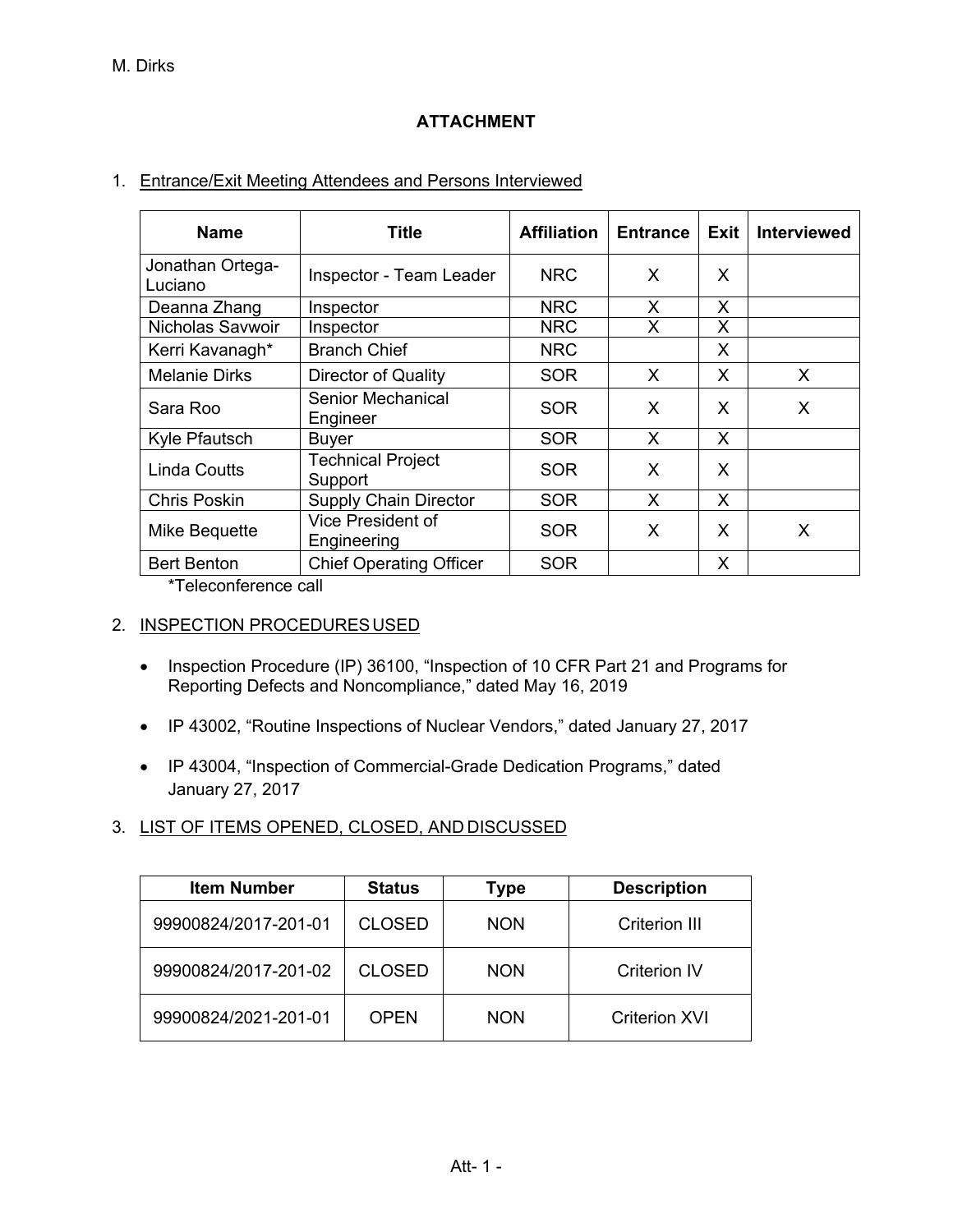# ATTACHMENT

1. Entrance/Exit Meeting Attendees and Persons Interviewed

| Name | Title | Affiliation | Entrance | Exit | Interviewed |
|---|---|---|---|---|---|
| Jonathan Ortega-Luciano | Inspector - Team Leader | NRC | X | X | |
| Deanna Zhang | Inspector | NRC | X | X | |
| Nicholas Savwoir | Inspector | NRC | X | X | |
| Kerri Kavanagh* | Branch Chief | NRC | | X | |
| Melanie Dirks | Director of Quality | SOR | X | X | X |
| Sara Roo | Senior Mechanical Engineer | SOR | X | X | X |
| Kyle Pfautsch | Buyer | SOR | X | X | |
| Linda Coutts | Technical Project Support | SOR | X | X | |
| Chris Poskin | Supply Chain Director | SOR | X | X | |
| Mike Bequette | Vice President of Engineering | SOR | X | X | X |
| Bert Benton | Chief Operating Officer | SOR | | X | |

*Teleconference call

2. INSPECTION PROCEDURES USED

- Inspection Procedure (IP) 36100, "Inspection of 10 CFR Part 21 and Programs for Reporting Defects and Noncompliance," dated May 16, 2019
- IP 43002, "Routine Inspections of Nuclear Vendors," dated January 27, 2017
- IP 43004, "Inspection of Commercial-Grade Dedication Programs," dated January 27, 2017

3. LIST OF ITEMS OPENED, CLOSED, AND DISCUSSED

| Item Number | Status | Type | Description |
|---|---|---|---|
| 99900824/2017-201-01 | CLOSED | NON | Criterion III |
| 99900824/2017-201-02 | CLOSED | NON | Criterion IV |
| 99900824/2021-201-01 | OPEN | NON | Criterion XVI |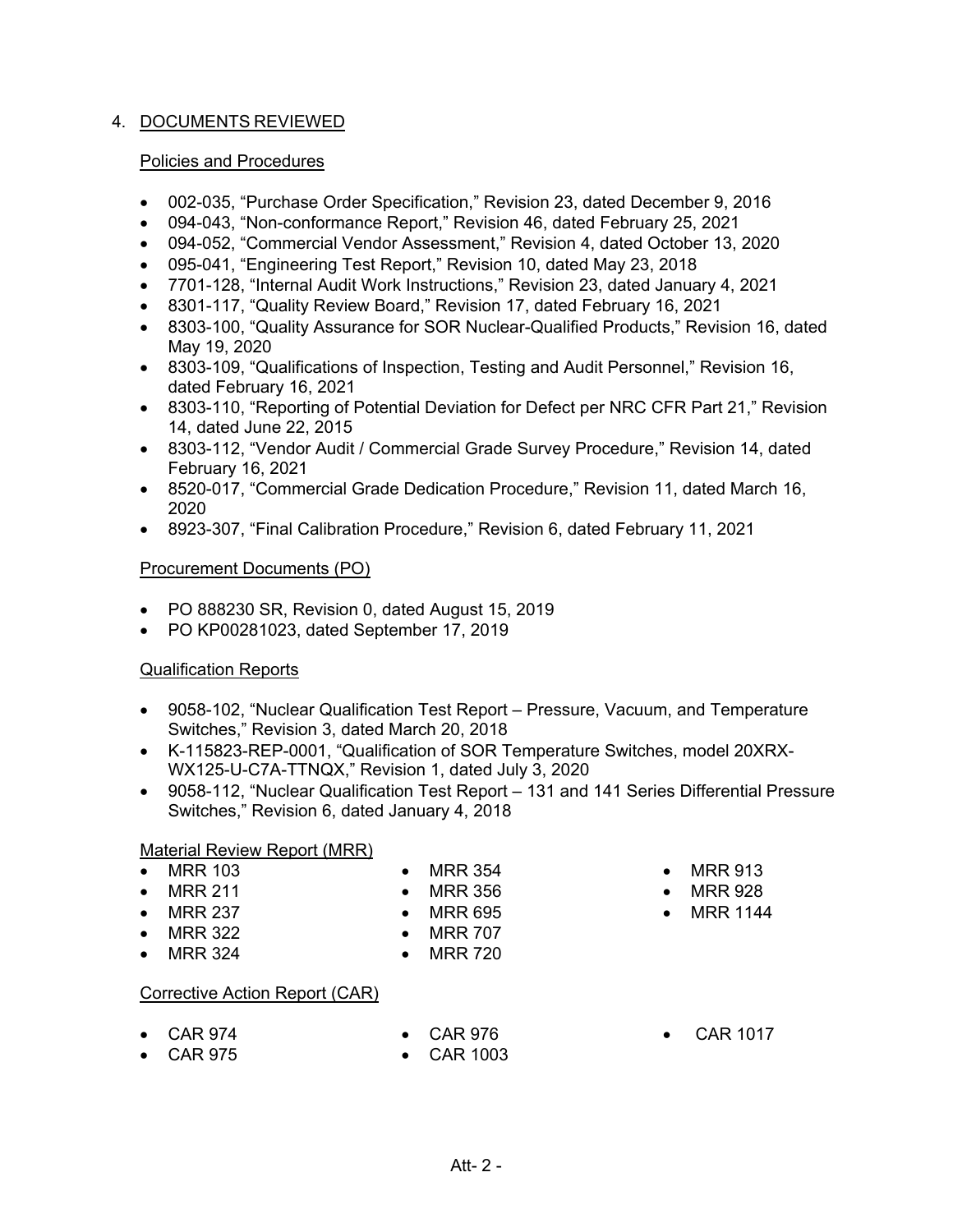## 4. DOCUMENTS REVIEWED

### Policies and Procedures

- 002-035, "Purchase Order Specification," Revision 23, dated December 9, 2016
- 094-043, "Non-conformance Report," Revision 46, dated February 25, 2021
- 094-052, "Commercial Vendor Assessment," Revision 4, dated October 13, 2020
- 095-041, "Engineering Test Report," Revision 10, dated May 23, 2018
- 7701-128, "Internal Audit Work Instructions," Revision 23, dated January 4, 2021
- 8301-117, "Quality Review Board," Revision 17, dated February 16, 2021
- 8303-100, "Quality Assurance for SOR Nuclear-Qualified Products," Revision 16, dated May 19, 2020
- 8303-109, "Qualifications of Inspection, Testing and Audit Personnel," Revision 16, dated February 16, 2021
- 8303-110, "Reporting of Potential Deviation for Defect per NRC CFR Part 21," Revision 14, dated June 22, 2015
- 8303-112, "Vendor Audit / Commercial Grade Survey Procedure," Revision 14, dated February 16, 2021
- 8520-017, "Commercial Grade Dedication Procedure," Revision 11, dated March 16, 2020
- 8923-307, "Final Calibration Procedure," Revision 6, dated February 11, 2021

### Procurement Documents (PO)

- PO 888230 SR, Revision 0, dated August 15, 2019
- PO KP00281023, dated September 17, 2019

### Qualification Reports

- 9058-102, "Nuclear Qualification Test Report – Pressure, Vacuum, and Temperature Switches," Revision 3, dated March 20, 2018
- K-115823-REP-0001, "Qualification of SOR Temperature Switches, model 20XRX-WX125-U-C7A-TTNQX," Revision 1, dated July 3, 2020
- 9058-112, "Nuclear Qualification Test Report – 131 and 141 Series Differential Pressure Switches," Revision 6, dated January 4, 2018

### Material Review Report (MRR)

- MRR 103
- MRR 211
- MRR 237
- MRR 322
- MRR 324
- MRR 354
- MRR 356
- MRR 695
- MRR 707
- MRR 720
- MRR 913
- MRR 928
- MRR 1144

### Corrective Action Report (CAR)

- CAR 974
- CAR 975
- CAR 976
- CAR 1003
- CAR 1017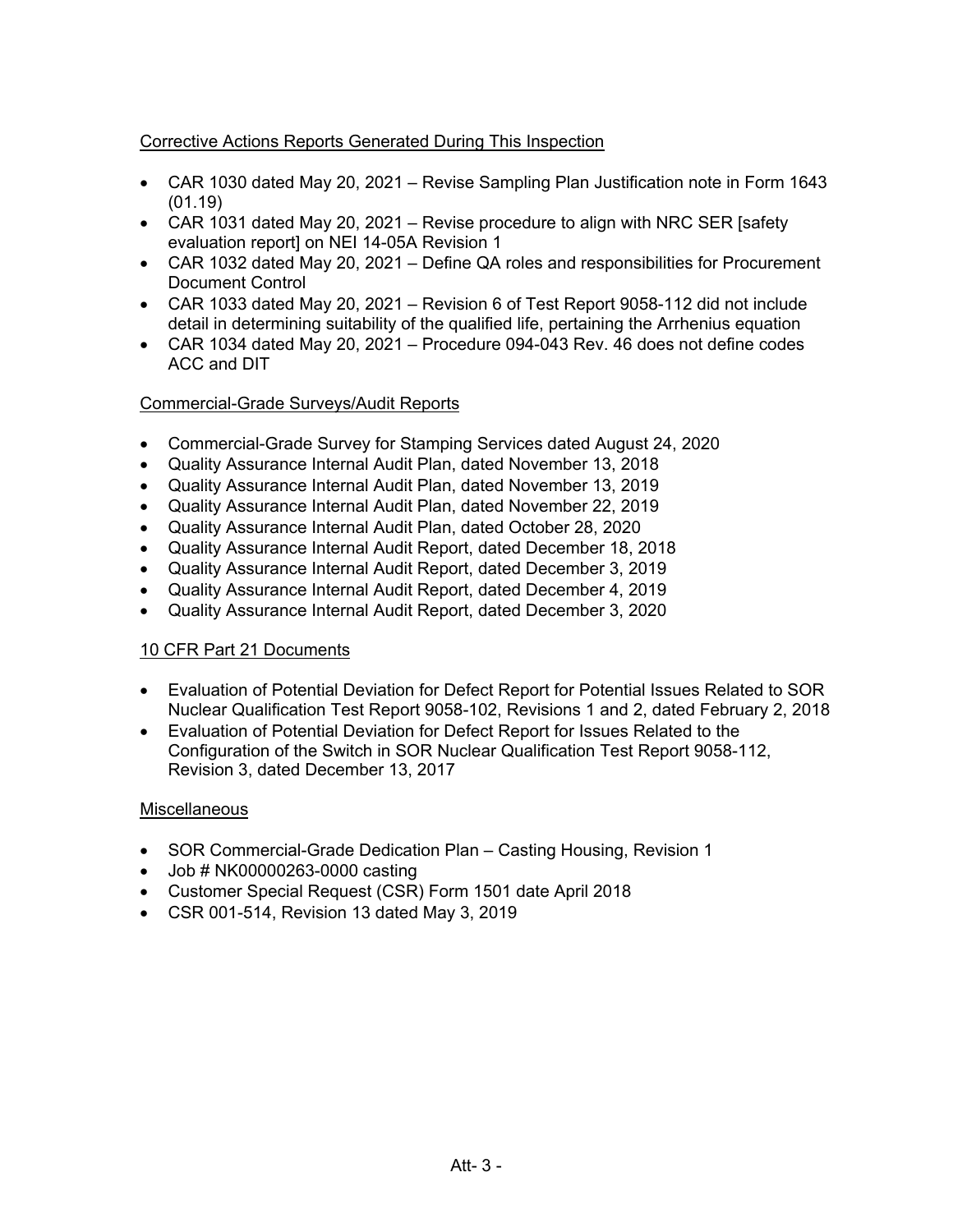Corrective Actions Reports Generated During This Inspection

- CAR 1030 dated May 20, 2021 – Revise Sampling Plan Justification note in Form 1643 (01.19)
- CAR 1031 dated May 20, 2021 – Revise procedure to align with NRC SER [safety evaluation report] on NEI 14-05A Revision 1
- CAR 1032 dated May 20, 2021 – Define QA roles and responsibilities for Procurement Document Control
- CAR 1033 dated May 20, 2021 – Revision 6 of Test Report 9058-112 did not include detail in determining suitability of the qualified life, pertaining the Arrhenius equation
- CAR 1034 dated May 20, 2021 – Procedure 094-043 Rev. 46 does not define codes ACC and DIT

Commercial-Grade Surveys/Audit Reports

- Commercial-Grade Survey for Stamping Services dated August 24, 2020
- Quality Assurance Internal Audit Plan, dated November 13, 2018
- Quality Assurance Internal Audit Plan, dated November 13, 2019
- Quality Assurance Internal Audit Plan, dated November 22, 2019
- Quality Assurance Internal Audit Plan, dated October 28, 2020
- Quality Assurance Internal Audit Report, dated December 18, 2018
- Quality Assurance Internal Audit Report, dated December 3, 2019
- Quality Assurance Internal Audit Report, dated December 4, 2019
- Quality Assurance Internal Audit Report, dated December 3, 2020

10 CFR Part 21 Documents

- Evaluation of Potential Deviation for Defect Report for Potential Issues Related to SOR Nuclear Qualification Test Report 9058-102, Revisions 1 and 2, dated February 2, 2018
- Evaluation of Potential Deviation for Defect Report for Issues Related to the Configuration of the Switch in SOR Nuclear Qualification Test Report 9058-112, Revision 3, dated December 13, 2017

Miscellaneous

- SOR Commercial-Grade Dedication Plan – Casting Housing, Revision 1
- Job # NK00000263-0000 casting
- Customer Special Request (CSR) Form 1501 date April 2018
- CSR 001-514, Revision 13 dated May 3, 2019